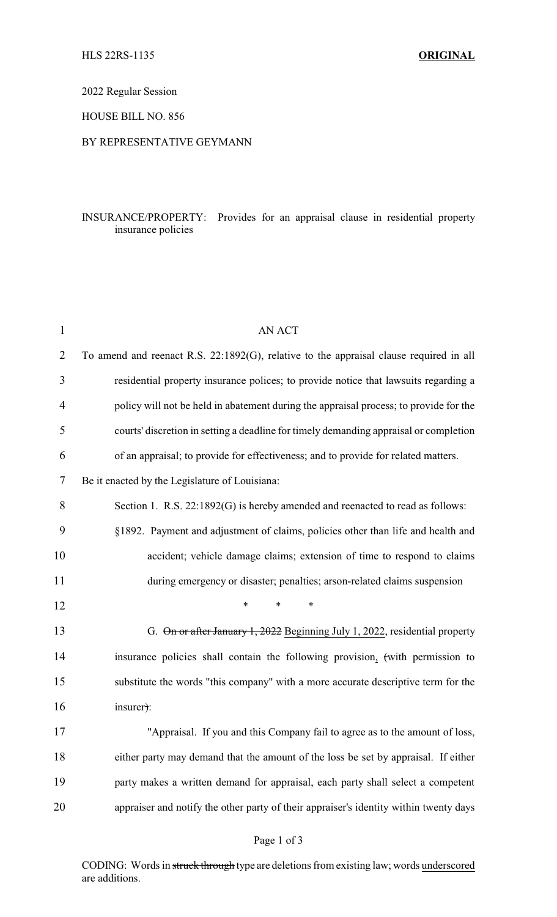HLS 22RS-1135 **ORIGINAL**

2022 Regular Session

HOUSE BILL NO. 856

BY REPRESENTATIVE GEYMANN

INSURANCE/PROPERTY: Provides for an appraisal clause in residential property insurance policies

AN ACT

To amend and reenact R.S. 22:1892(G), relative to the appraisal clause required in all residential property insurance polices; to provide notice that lawsuits regarding a policy will not be held in abatement during the appraisal process; to provide for the courts' discretion in setting a deadline for timely demanding appraisal or completion of an appraisal; to provide for effectiveness; and to provide for related matters.

Be it enacted by the Legislature of Louisiana:

Section 1. R.S. 22:1892(G) is hereby amended and reenacted to read as follows:

§1892. Payment and adjustment of claims, policies other than life and health and accident; vehicle damage claims; extension of time to respond to claims during emergency or disaster; penalties; arson-related claims suspension

\* \* \*

G. ~~On or after January 1, 2022~~ Beginning July 1, 2022, residential property insurance policies shall contain the following provision, ~~(~~with permission to substitute the words "this company" with a more accurate descriptive term for the insurer~~)~~:

"Appraisal. If you and this Company fail to agree as to the amount of loss, either party may demand that the amount of the loss be set by appraisal. If either party makes a written demand for appraisal, each party shall select a competent appraiser and notify the other party of their appraiser's identity within twenty days

CODING: Words in ~~struck through~~ type are deletions from existing law; words underscored are additions.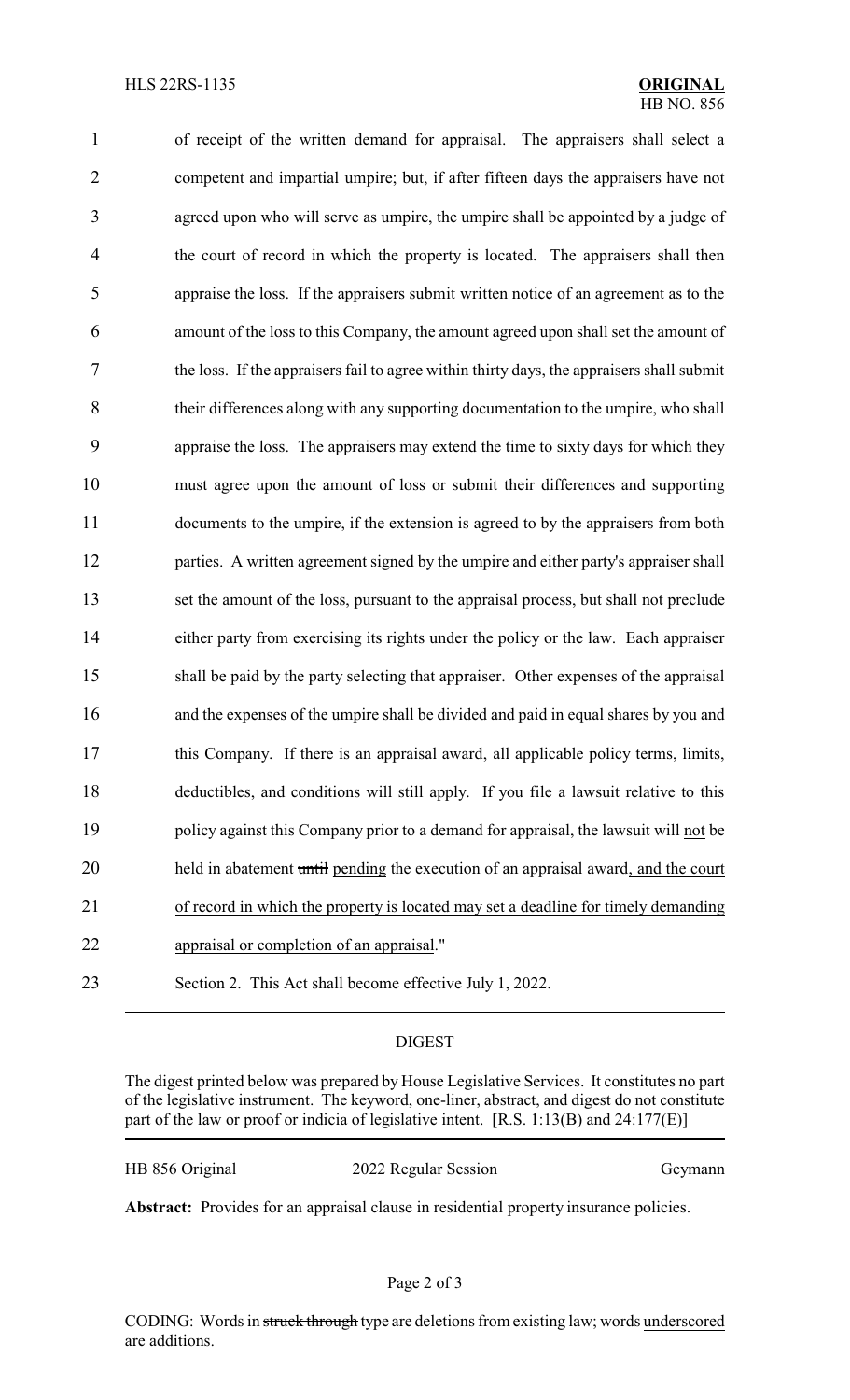of receipt of the written demand for appraisal. The appraisers shall select a competent and impartial umpire; but, if after fifteen days the appraisers have not agreed upon who will serve as umpire, the umpire shall be appointed by a judge of the court of record in which the property is located. The appraisers shall then appraise the loss. If the appraisers submit written notice of an agreement as to the amount of the loss to this Company, the amount agreed upon shall set the amount of the loss. If the appraisers fail to agree within thirty days, the appraisers shall submit their differences along with any supporting documentation to the umpire, who shall appraise the loss. The appraisers may extend the time to sixty days for which they must agree upon the amount of loss or submit their differences and supporting documents to the umpire, if the extension is agreed to by the appraisers from both parties. A written agreement signed by the umpire and either party's appraiser shall set the amount of the loss, pursuant to the appraisal process, but shall not preclude either party from exercising its rights under the policy or the law. Each appraiser shall be paid by the party selecting that appraiser. Other expenses of the appraisal and the expenses of the umpire shall be divided and paid in equal shares by you and this Company. If there is an appraisal award, all applicable policy terms, limits, deductibles, and conditions will still apply. If you file a lawsuit relative to this policy against this Company prior to a demand for appraisal, the lawsuit will <u>not</u> be held in abatement ~~until~~ <u>pending</u> the execution of an appraisal award<u>, and the court of record in which the property is located may set a deadline for timely demanding appraisal or completion of an appraisal</u>."

Section 2. This Act shall become effective July 1, 2022.

## DIGEST

The digest printed below was prepared by House Legislative Services. It constitutes no part of the legislative instrument. The keyword, one-liner, abstract, and digest do not constitute part of the law or proof or indicia of legislative intent. [R.S. 1:13(B) and 24:177(E)]

HB 856 Original — 2022 Regular Session — Geymann

**Abstract:** Provides for an appraisal clause in residential property insurance policies.

CODING: Words in ~~struck through~~ type are deletions from existing law; words <u>underscored</u> are additions.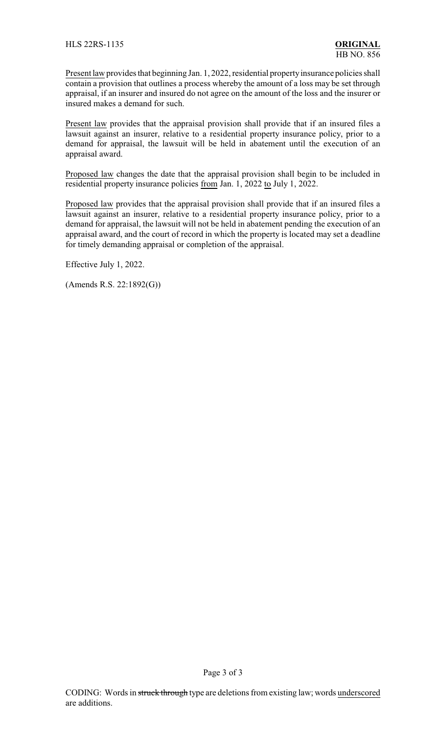Present law provides that beginning Jan. 1, 2022, residential property insurance policies shall contain a provision that outlines a process whereby the amount of a loss may be set through appraisal, if an insurer and insured do not agree on the amount of the loss and the insurer or insured makes a demand for such.

Present law provides that the appraisal provision shall provide that if an insured files a lawsuit against an insurer, relative to a residential property insurance policy, prior to a demand for appraisal, the lawsuit will be held in abatement until the execution of an appraisal award.

Proposed law changes the date that the appraisal provision shall begin to be included in residential property insurance policies from Jan. 1, 2022 to July 1, 2022.

Proposed law provides that the appraisal provision shall provide that if an insured files a lawsuit against an insurer, relative to a residential property insurance policy, prior to a demand for appraisal, the lawsuit will not be held in abatement pending the execution of an appraisal award, and the court of record in which the property is located may set a deadline for timely demanding appraisal or completion of the appraisal.

Effective July 1, 2022.

(Amends R.S. 22:1892(G))

CODING: Words in ~~struck through~~ type are deletions from existing law; words underscored are additions.